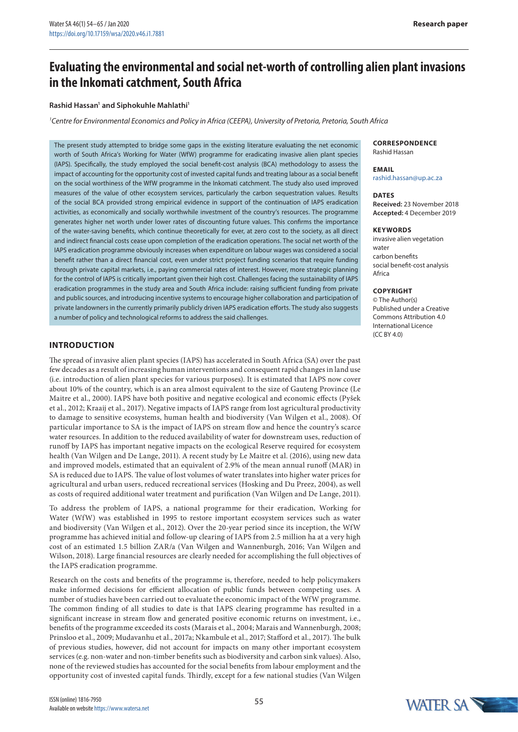Research paper

# Evaluating the environmental and social net-worth of controlling alien plant invasions in the Inkomati catchment, South Africa

**Rashid Hassan[1] and Siphokuhle Mahlathi[1]**

[1]*Centre for Environmental Economics and Policy in Africa (CEEPA), University of Pretoria, Pretoria, South Africa*

The present study attempted to bridge some gaps in the existing literature evaluating the net economic worth of South Africa's Working for Water (WfW) programme for eradicating invasive alien plant species (IAPS). Specifically, the study employed the social benefit-cost analysis (BCA) methodology to assess the impact of accounting for the opportunity cost of invested capital funds and treating labour as a social benefit on the social worthiness of the WfW programme in the Inkomati catchment. The study also used improved measures of the value of other ecosystem services, particularly the carbon sequestration values. Results of the social BCA provided strong empirical evidence in support of the continuation of IAPS eradication activities, as economically and socially worthwhile investment of the country's resources. The programme generates higher net worth under lower rates of discounting future values. This confirms the importance of the water-saving benefits, which continue theoretically for ever, at zero cost to the society, as all direct and indirect financial costs cease upon completion of the eradication operations. The social net worth of the IAPS eradication programme obviously increases when expenditure on labour wages was considered a social benefit rather than a direct financial cost, even under strict project funding scenarios that require funding through private capital markets, i.e., paying commercial rates of interest. However, more strategic planning for the control of IAPS is critically important given their high cost. Challenges facing the sustainability of IAPS eradication programmes in the study area and South Africa include: raising sufficient funding from private and public sources, and introducing incentive systems to encourage higher collaboration and participation of private landowners in the currently primarily publicly driven IAPS eradication efforts. The study also suggests a number of policy and technological reforms to address the said challenges.

**CORRESPONDENCE**
Rashid Hassan

**EMAIL**
rashid.hassan@up.ac.za

**DATES**
**Received:** 23 November 2018
**Accepted:** 4 December 2019

**KEYWORDS**
invasive alien vegetation
water
carbon benefits
social benefit-cost analysis
Africa

**COPYRIGHT**
© The Author(s)
Published under a Creative Commons Attribution 4.0 International Licence (CC BY 4.0)

## INTRODUCTION

The spread of invasive alien plant species (IAPS) has accelerated in South Africa (SA) over the past few decades as a result of increasing human interventions and consequent rapid changes in land use (i.e. introduction of alien plant species for various purposes). It is estimated that IAPS now cover about 10% of the country, which is an area almost equivalent to the size of Gauteng Province (Le Maitre et al., 2000). IAPS have both positive and negative ecological and economic effects (Pyšek et al., 2012; Kraaij et al., 2017). Negative impacts of IAPS range from lost agricultural productivity to damage to sensitive ecosystems, human health and biodiversity (Van Wilgen et al., 2008). Of particular importance to SA is the impact of IAPS on stream flow and hence the country's scarce water resources. In addition to the reduced availability of water for downstream uses, reduction of runoff by IAPS has important negative impacts on the ecological Reserve required for ecosystem health (Van Wilgen and De Lange, 2011). A recent study by Le Maitre et al. (2016), using new data and improved models, estimated that an equivalent of 2.9% of the mean annual runoff (MAR) in SA is reduced due to IAPS. The value of lost volumes of water translates into higher water prices for agricultural and urban users, reduced recreational services (Hosking and Du Preez, 2004), as well as costs of required additional water treatment and purification (Van Wilgen and De Lange, 2011).

To address the problem of IAPS, a national programme for their eradication, Working for Water (WfW) was established in 1995 to restore important ecosystem services such as water and biodiversity (Van Wilgen et al., 2012). Over the 20-year period since its inception, the WfW programme has achieved initial and follow-up clearing of IAPS from 2.5 million ha at a very high cost of an estimated 1.5 billion ZAR/a (Van Wilgen and Wannenburgh, 2016; Van Wilgen and Wilson, 2018). Large financial resources are clearly needed for accomplishing the full objectives of the IAPS eradication programme.

Research on the costs and benefits of the programme is, therefore, needed to help policymakers make informed decisions for efficient allocation of public funds between competing uses. A number of studies have been carried out to evaluate the economic impact of the WfW programme. The common finding of all studies to date is that IAPS clearing programme has resulted in a significant increase in stream flow and generated positive economic returns on investment, i.e., benefits of the programme exceeded its costs (Marais et al., 2004; Marais and Wannenburgh, 2008; Prinsloo et al., 2009; Mudavanhu et al., 2017a; Nkambule et al., 2017; Stafford et al., 2017). The bulk of previous studies, however, did not account for impacts on many other important ecosystem services (e.g. non-water and non-timber benefits such as biodiversity and carbon sink values). Also, none of the reviewed studies has accounted for the social benefits from labour employment and the opportunity cost of invested capital funds. Thirdly, except for a few national studies (Van Wilgen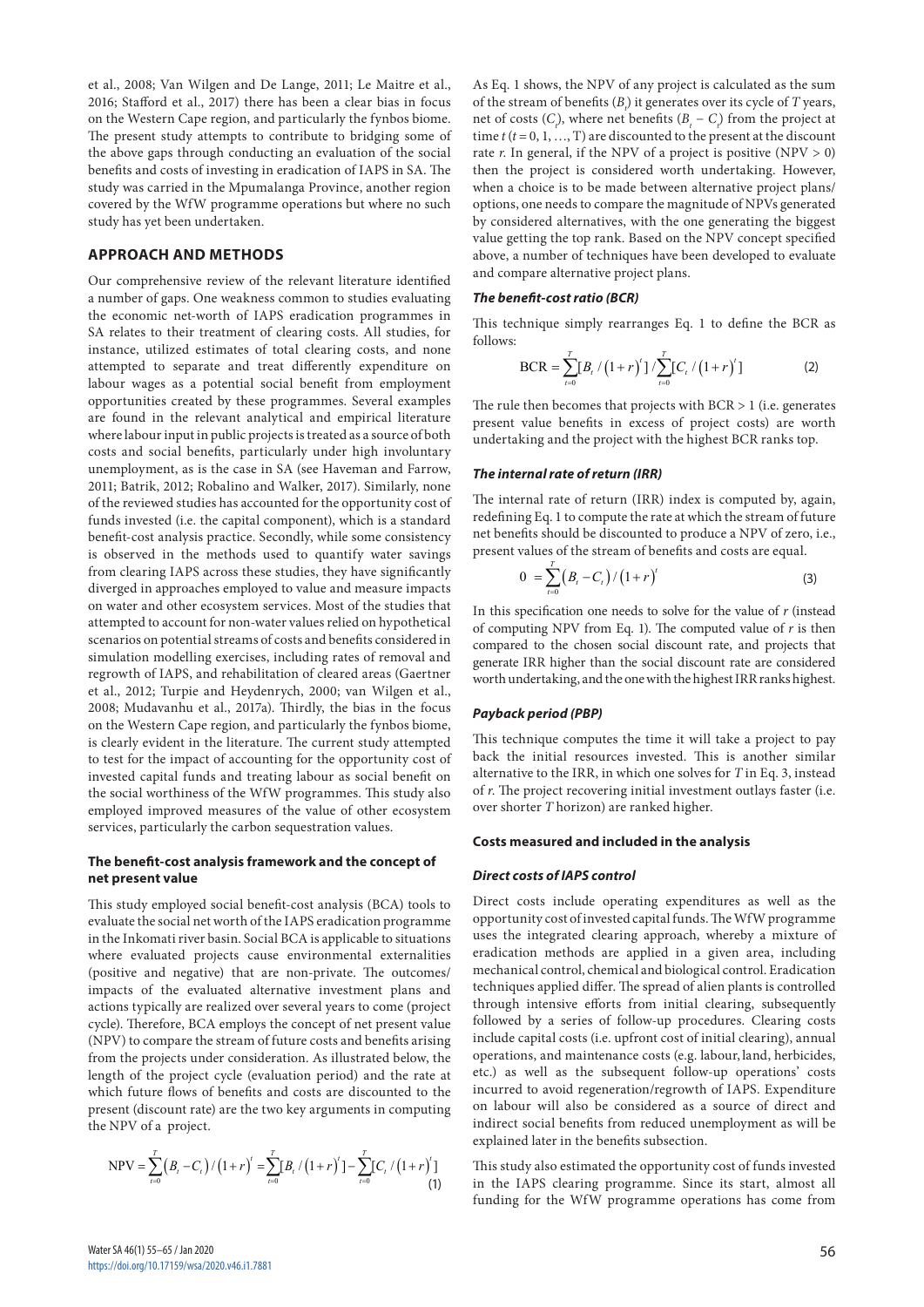et al., 2008; Van Wilgen and De Lange, 2011; Le Maitre et al., 2016; Stafford et al., 2017) there has been a clear bias in focus on the Western Cape region, and particularly the fynbos biome. The present study attempts to contribute to bridging some of the above gaps through conducting an evaluation of the social benefits and costs of investing in eradication of IAPS in SA. The study was carried in the Mpumalanga Province, another region covered by the WfW programme operations but where no such study has yet been undertaken.

## APPROACH AND METHODS

Our comprehensive review of the relevant literature identified a number of gaps. One weakness common to studies evaluating the economic net-worth of IAPS eradication programmes in SA relates to their treatment of clearing costs. All studies, for instance, utilized estimates of total clearing costs, and none attempted to separate and treat differently expenditure on labour wages as a potential social benefit from employment opportunities created by these programmes. Several examples are found in the relevant analytical and empirical literature where labour input in public projects is treated as a source of both costs and social benefits, particularly under high involuntary unemployment, as is the case in SA (see Haveman and Farrow, 2011; Batrik, 2012; Robalino and Walker, 2017). Similarly, none of the reviewed studies has accounted for the opportunity cost of funds invested (i.e. the capital component), which is a standard benefit-cost analysis practice. Secondly, while some consistency is observed in the methods used to quantify water savings from clearing IAPS across these studies, they have significantly diverged in approaches employed to value and measure impacts on water and other ecosystem services. Most of the studies that attempted to account for non-water values relied on hypothetical scenarios on potential streams of costs and benefits considered in simulation modelling exercises, including rates of removal and regrowth of IAPS, and rehabilitation of cleared areas (Gaertner et al., 2012; Turpie and Heydenrych, 2000; van Wilgen et al., 2008; Mudavanhu et al., 2017a). Thirdly, the bias in the focus on the Western Cape region, and particularly the fynbos biome, is clearly evident in the literature. The current study attempted to test for the impact of accounting for the opportunity cost of invested capital funds and treating labour as social benefit on the social worthiness of the WfW programmes. This study also employed improved measures of the value of other ecosystem services, particularly the carbon sequestration values.

### The benefit-cost analysis framework and the concept of net present value

This study employed social benefit-cost analysis (BCA) tools to evaluate the social net worth of the IAPS eradication programme in the Inkomati river basin. Social BCA is applicable to situations where evaluated projects cause environmental externalities (positive and negative) that are non-private. The outcomes/impacts of the evaluated alternative investment plans and actions typically are realized over several years to come (project cycle). Therefore, BCA employs the concept of net present value (NPV) to compare the stream of future costs and benefits arising from the projects under consideration. As illustrated below, the length of the project cycle (evaluation period) and the rate at which future flows of benefits and costs are discounted to the present (discount rate) are the two key arguments in computing the NPV of a project.

$$\text{NPV} = \sum_{t=0}^{T}\left(B_t - C_t\right)/\left(1+r\right)^t = \sum_{t=0}^{T}[B_t/\left(1+r\right)^t] - \sum_{t=0}^{T}[C_t/\left(1+r\right)^t] \quad (1)$$

As Eq. 1 shows, the NPV of any project is calculated as the sum of the stream of benefits ($B_t$) it generates over its cycle of $T$ years, net of costs ($C_t$), where net benefits ($B_t - C_t$) from the project at time $t$ ($t = 0, 1, \ldots, T$) are discounted to the present at the discount rate $r$. In general, if the NPV of a project is positive (NPV > 0) then the project is considered worth undertaking. However, when a choice is to be made between alternative project plans/options, one needs to compare the magnitude of NPVs generated by considered alternatives, with the one generating the biggest value getting the top rank. Based on the NPV concept specified above, a number of techniques have been developed to evaluate and compare alternative project plans.

#### *The benefit-cost ratio (BCR)*

This technique simply rearranges Eq. 1 to define the BCR as follows:

$$\text{BCR} = \sum_{t=0}^{T}[B_t/\left(1+r\right)^t] / \sum_{t=0}^{T}[C_t/\left(1+r\right)^t] \quad (2)$$

The rule then becomes that projects with BCR > 1 (i.e. generates present value benefits in excess of project costs) are worth undertaking and the project with the highest BCR ranks top.

#### *The internal rate of return (IRR)*

The internal rate of return (IRR) index is computed by, again, redefining Eq. 1 to compute the rate at which the stream of future net benefits should be discounted to produce a NPV of zero, i.e., present values of the stream of benefits and costs are equal.

$$0 = \sum_{t=0}^{T}\left(B_t - C_t\right)/\left(1+r\right)^t \quad (3)$$

In this specification one needs to solve for the value of $r$ (instead of computing NPV from Eq. 1). The computed value of $r$ is then compared to the chosen social discount rate, and projects that generate IRR higher than the social discount rate are considered worth undertaking, and the one with the highest IRR ranks highest.

#### *Payback period (PBP)*

This technique computes the time it will take a project to pay back the initial resources invested. This is another similar alternative to the IRR, in which one solves for $T$ in Eq. 3, instead of $r$. The project recovering initial investment outlays faster (i.e. over shorter $T$ horizon) are ranked higher.

### Costs measured and included in the analysis

#### *Direct costs of IAPS control*

Direct costs include operating expenditures as well as the opportunity cost of invested capital funds. The WfW programme uses the integrated clearing approach, whereby a mixture of eradication methods are applied in a given area, including mechanical control, chemical and biological control. Eradication techniques applied differ. The spread of alien plants is controlled through intensive efforts from initial clearing, subsequently followed by a series of follow-up procedures. Clearing costs include capital costs (i.e. upfront cost of initial clearing), annual operations, and maintenance costs (e.g. labour, land, herbicides, etc.) as well as the subsequent follow-up operations' costs incurred to avoid regeneration/regrowth of IAPS. Expenditure on labour will also be considered as a source of direct and indirect social benefits from reduced unemployment as will be explained later in the benefits subsection.

This study also estimated the opportunity cost of funds invested in the IAPS clearing programme. Since its start, almost all funding for the WfW programme operations has come from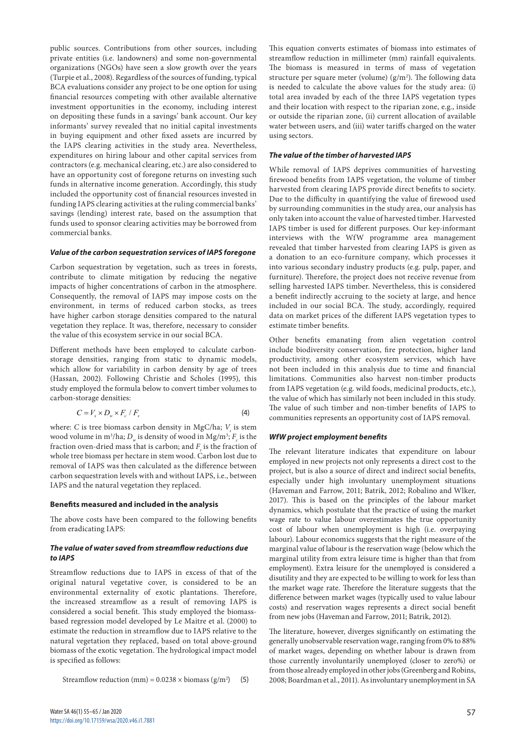public sources. Contributions from other sources, including private entities (i.e. landowners) and some non-governmental organizations (NGOs) have seen a slow growth over the years (Turpie et al., 2008). Regardless of the sources of funding, typical BCA evaluations consider any project to be one option for using financial resources competing with other available alternative investment opportunities in the economy, including interest on depositing these funds in a savings' bank account. Our key informants' survey revealed that no initial capital investments in buying equipment and other fixed assets are incurred by the IAPS clearing activities in the study area. Nevertheless, expenditures on hiring labour and other capital services from contractors (e.g. mechanical clearing, etc.) are also considered to have an opportunity cost of foregone returns on investing such funds in alternative income generation. Accordingly, this study included the opportunity cost of financial resources invested in funding IAPS clearing activities at the ruling commercial banks' savings (lending) interest rate, based on the assumption that funds used to sponsor clearing activities may be borrowed from commercial banks.

#### *Value of the carbon sequestration services of IAPS foregone*

Carbon sequestration by vegetation, such as trees in forests, contribute to climate mitigation by reducing the negative impacts of higher concentrations of carbon in the atmosphere. Consequently, the removal of IAPS may impose costs on the environment, in terms of reduced carbon stocks, as trees have higher carbon storage densities compared to the natural vegetation they replace. It was, therefore, necessary to consider the value of this ecosystem service in our social BCA.

Different methods have been employed to calculate carbon-storage densities, ranging from static to dynamic models, which allow for variability in carbon density by age of trees (Hassan, 2002). Following Christie and Scholes (1995), this study employed the formula below to convert timber volumes to carbon-storage densities:

$$C = V_s \times D_w \times F_c / F_s \tag{4}$$

where: $C$ is tree biomass carbon density in MgC/ha; $V_s$ is stem wood volume in m³/ha; $D_w$ is density of wood in Mg/m³; $F_c$ is the fraction oven-dried mass that is carbon; and $F_s$ is the fraction of whole tree biomass per hectare in stem wood. Carbon lost due to removal of IAPS was then calculated as the difference between carbon sequestration levels with and without IAPS, i.e., between IAPS and the natural vegetation they replaced.

### Benefits measured and included in the analysis

The above costs have been compared to the following benefits from eradicating IAPS:

#### *The value of water saved from streamflow reductions due to IAPS*

Streamflow reductions due to IAPS in excess of that of the original natural vegetative cover, is considered to be an environmental externality of exotic plantations. Therefore, the increased streamflow as a result of removing IAPS is considered a social benefit. This study employed the biomass-based regression model developed by Le Maitre et al. (2000) to estimate the reduction in streamflow due to IAPS relative to the natural vegetation they replaced, based on total above-ground biomass of the exotic vegetation. The hydrological impact model is specified as follows:

$$\text{Streamflow reduction (mm)} = 0.0238 \times \text{biomass (g/m}^2) \tag{5}$$

This equation converts estimates of biomass into estimates of streamflow reduction in millimeter (mm) rainfall equivalents. The biomass is measured in terms of mass of vegetation structure per square meter (volume) (g/m²). The following data is needed to calculate the above values for the study area: (i) total area invaded by each of the three IAPS vegetation types and their location with respect to the riparian zone, e.g., inside or outside the riparian zone, (ii) current allocation of available water between users, and (iii) water tariffs charged on the water using sectors.

#### *The value of the timber of harvested IAPS*

While removal of IAPS deprives communities of harvesting firewood benefits from IAPS vegetation, the volume of timber harvested from clearing IAPS provide direct benefits to society. Due to the difficulty in quantifying the value of firewood used by surrounding communities in the study area, our analysis has only taken into account the value of harvested timber. Harvested IAPS timber is used for different purposes. Our key-informant interviews with the WfW programme area management revealed that timber harvested from clearing IAPS is given as a donation to an eco-furniture company, which processes it into various secondary industry products (e.g. pulp, paper, and furniture). Therefore, the project does not receive revenue from selling harvested IAPS timber. Nevertheless, this is considered a benefit indirectly accruing to the society at large, and hence included in our social BCA. The study, accordingly, required data on market prices of the different IAPS vegetation types to estimate timber benefits.

Other benefits emanating from alien vegetation control include biodiversity conservation, fire protection, higher land productivity, among other ecosystem services, which have not been included in this analysis due to time and financial limitations. Communities also harvest non-timber products from IAPS vegetation (e.g. wild foods, medicinal products, etc.), the value of which has similarly not been included in this study. The value of such timber and non-timber benefits of IAPS to communities represents an opportunity cost of IAPS removal.

#### *WfW project employment benefits*

The relevant literature indicates that expenditure on labour employed in new projects not only represents a direct cost to the project, but is also a source of direct and indirect social benefits, especially under high involuntary unemployment situations (Haveman and Farrow, 2011; Batrik, 2012; Robalino and Wlker, 2017). This is based on the principles of the labour market dynamics, which postulate that the practice of using the market wage rate to value labour overestimates the true opportunity cost of labour when unemployment is high (i.e. overpaying labour). Labour economics suggests that the right measure of the marginal value of labour is the reservation wage (below which the marginal utility from extra leisure time is higher than that from employment). Extra leisure for the unemployed is considered a disutility and they are expected to be willing to work for less than the market wage rate. Therefore the literature suggests that the difference between market wages (typically used to value labour costs) and reservation wages represents a direct social benefit from new jobs (Haveman and Farrow, 2011; Batrik, 2012).

The literature, however, diverges significantly on estimating the generally unobservable reservation wage, ranging from 0% to 88% of market wages, depending on whether labour is drawn from those currently involuntarily unemployed (closer to zero%) or from those already employed in other jobs (Greenberg and Robins, 2008; Boardman et al., 2011). As involuntary unemployment in SA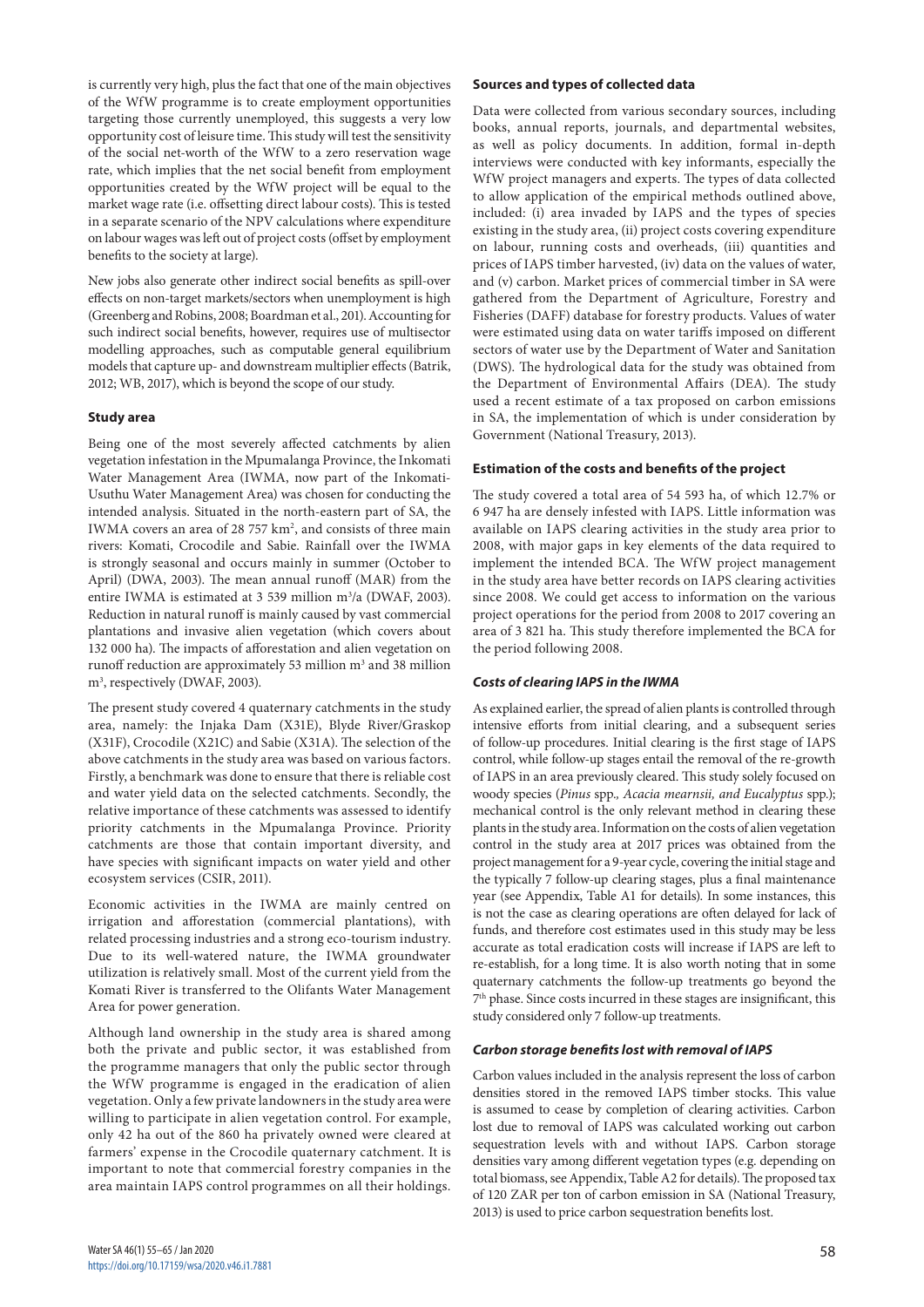is currently very high, plus the fact that one of the main objectives of the WfW programme is to create employment opportunities targeting those currently unemployed, this suggests a very low opportunity cost of leisure time. This study will test the sensitivity of the social net-worth of the WfW to a zero reservation wage rate, which implies that the net social benefit from employment opportunities created by the WfW project will be equal to the market wage rate (i.e. offsetting direct labour costs). This is tested in a separate scenario of the NPV calculations where expenditure on labour wages was left out of project costs (offset by employment benefits to the society at large).

New jobs also generate other indirect social benefits as spill-over effects on non-target markets/sectors when unemployment is high (Greenberg and Robins, 2008; Boardman et al., 201). Accounting for such indirect social benefits, however, requires use of multisector modelling approaches, such as computable general equilibrium models that capture up- and downstream multiplier effects (Batrik, 2012; WB, 2017), which is beyond the scope of our study.

### Study area

Being one of the most severely affected catchments by alien vegetation infestation in the Mpumalanga Province, the Inkomati Water Management Area (IWMA, now part of the Inkomati-Usuthu Water Management Area) was chosen for conducting the intended analysis. Situated in the north-eastern part of SA, the IWMA covers an area of 28 757 km$^2$, and consists of three main rivers: Komati, Crocodile and Sabie. Rainfall over the IWMA is strongly seasonal and occurs mainly in summer (October to April) (DWA, 2003). The mean annual runoff (MAR) from the entire IWMA is estimated at 3 539 million m$^3$/a (DWAF, 2003). Reduction in natural runoff is mainly caused by vast commercial plantations and invasive alien vegetation (which covers about 132 000 ha). The impacts of afforestation and alien vegetation on runoff reduction are approximately 53 million m$^3$ and 38 million m$^3$, respectively (DWAF, 2003).

The present study covered 4 quaternary catchments in the study area, namely: the Injaka Dam (X31E), Blyde River/Graskop (X31F), Crocodile (X21C) and Sabie (X31A). The selection of the above catchments in the study area was based on various factors. Firstly, a benchmark was done to ensure that there is reliable cost and water yield data on the selected catchments. Secondly, the relative importance of these catchments was assessed to identify priority catchments in the Mpumalanga Province. Priority catchments are those that contain important diversity, and have species with significant impacts on water yield and other ecosystem services (CSIR, 2011).

Economic activities in the IWMA are mainly centred on irrigation and afforestation (commercial plantations), with related processing industries and a strong eco-tourism industry. Due to its well-watered nature, the IWMA groundwater utilization is relatively small. Most of the current yield from the Komati River is transferred to the Olifants Water Management Area for power generation.

Although land ownership in the study area is shared among both the private and public sector, it was established from the programme managers that only the public sector through the WfW programme is engaged in the eradication of alien vegetation. Only a few private landowners in the study area were willing to participate in alien vegetation control. For example, only 42 ha out of the 860 ha privately owned were cleared at farmers' expense in the Crocodile quaternary catchment. It is important to note that commercial forestry companies in the area maintain IAPS control programmes on all their holdings.

### Sources and types of collected data

Data were collected from various secondary sources, including books, annual reports, journals, and departmental websites, as well as policy documents. In addition, formal in-depth interviews were conducted with key informants, especially the WfW project managers and experts. The types of data collected to allow application of the empirical methods outlined above, included: (i) area invaded by IAPS and the types of species existing in the study area, (ii) project costs covering expenditure on labour, running costs and overheads, (iii) quantities and prices of IAPS timber harvested, (iv) data on the values of water, and (v) carbon. Market prices of commercial timber in SA were gathered from the Department of Agriculture, Forestry and Fisheries (DAFF) database for forestry products. Values of water were estimated using data on water tariffs imposed on different sectors of water use by the Department of Water and Sanitation (DWS). The hydrological data for the study was obtained from the Department of Environmental Affairs (DEA). The study used a recent estimate of a tax proposed on carbon emissions in SA, the implementation of which is under consideration by Government (National Treasury, 2013).

### Estimation of the costs and benefits of the project

The study covered a total area of 54 593 ha, of which 12.7% or 6 947 ha are densely infested with IAPS. Little information was available on IAPS clearing activities in the study area prior to 2008, with major gaps in key elements of the data required to implement the intended BCA. The WfW project management in the study area have better records on IAPS clearing activities since 2008. We could get access to information on the various project operations for the period from 2008 to 2017 covering an area of 3 821 ha. This study therefore implemented the BCA for the period following 2008.

#### *Costs of clearing IAPS in the IWMA*

As explained earlier, the spread of alien plants is controlled through intensive efforts from initial clearing, and a subsequent series of follow-up procedures. Initial clearing is the first stage of IAPS control, while follow-up stages entail the removal of the re-growth of IAPS in an area previously cleared. This study solely focused on woody species (*Pinus* spp*., Acacia mearnsii, and Eucalyptus* spp.); mechanical control is the only relevant method in clearing these plants in the study area. Information on the costs of alien vegetation control in the study area at 2017 prices was obtained from the project management for a 9-year cycle, covering the initial stage and the typically 7 follow-up clearing stages, plus a final maintenance year (see Appendix, Table A1 for details). In some instances, this is not the case as clearing operations are often delayed for lack of funds, and therefore cost estimates used in this study may be less accurate as total eradication costs will increase if IAPS are left to re-establish, for a long time. It is also worth noting that in some quaternary catchments the follow-up treatments go beyond the 7$^{th}$ phase. Since costs incurred in these stages are insignificant, this study considered only 7 follow-up treatments.

#### *Carbon storage benefits lost with removal of IAPS*

Carbon values included in the analysis represent the loss of carbon densities stored in the removed IAPS timber stocks. This value is assumed to cease by completion of clearing activities. Carbon lost due to removal of IAPS was calculated working out carbon sequestration levels with and without IAPS. Carbon storage densities vary among different vegetation types (e.g. depending on total biomass, see Appendix, Table A2 for details). The proposed tax of 120 ZAR per ton of carbon emission in SA (National Treasury, 2013) is used to price carbon sequestration benefits lost.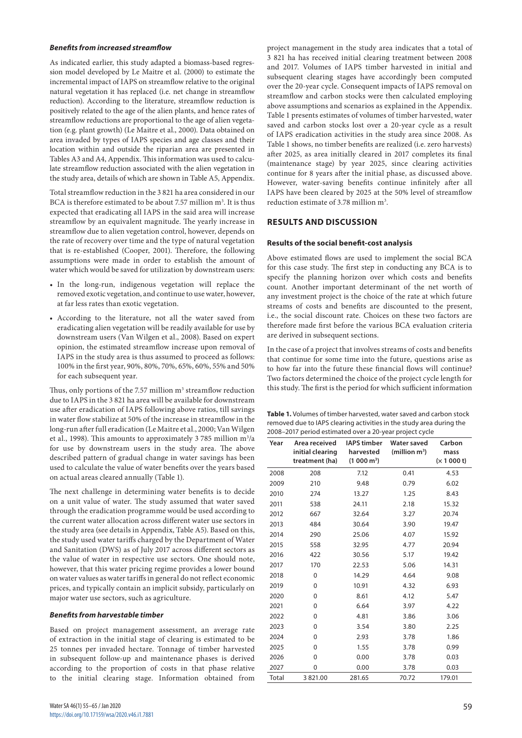### *Benefits from increased streamflow*

As indicated earlier, this study adapted a biomass-based regression model developed by Le Maitre et al. (2000) to estimate the incremental impact of IAPS on streamflow relative to the original natural vegetation it has replaced (i.e. net change in streamflow reduction). According to the literature, streamflow reduction is positively related to the age of the alien plants, and hence rates of streamflow reductions are proportional to the age of alien vegetation (e.g. plant growth) (Le Maitre et al., 2000). Data obtained on area invaded by types of IAPS species and age classes and their location within and outside the riparian area are presented in Tables A3 and A4, Appendix. This information was used to calculate streamflow reduction associated with the alien vegetation in the study area, details of which are shown in Table A5, Appendix.

Total streamflow reduction in the 3 821 ha area considered in our BCA is therefore estimated to be about 7.57 million m$^3$. It is thus expected that eradicating all IAPS in the said area will increase streamflow by an equivalent magnitude. The yearly increase in streamflow due to alien vegetation control, however, depends on the rate of recovery over time and the type of natural vegetation that is re-established (Cooper, 2001). Therefore, the following assumptions were made in order to establish the amount of water which would be saved for utilization by downstream users:

- In the long-run, indigenous vegetation will replace the removed exotic vegetation, and continue to use water, however, at far less rates than exotic vegetation.
- According to the literature, not all the water saved from eradicating alien vegetation will be readily available for use by downstream users (Van Wilgen et al., 2008). Based on expert opinion, the estimated streamflow increase upon removal of IAPS in the study area is thus assumed to proceed as follows: 100% in the first year, 90%, 80%, 70%, 65%, 60%, 55% and 50% for each subsequent year.

Thus, only portions of the 7.57 million m$^3$ streamflow reduction due to IAPS in the 3 821 ha area will be available for downstream use after eradication of IAPS following above ratios, till savings in water flow stabilize at 50% of the increase in streamflow in the long-run after full eradication (Le Maitre et al., 2000; Van Wilgen et al., 1998). This amounts to approximately 3 785 million m$^3$/a for use by downstream users in the study area. The above described pattern of gradual change in water savings has been used to calculate the value of water benefits over the years based on actual areas cleared annually (Table 1).

The next challenge in determining water benefits is to decide on a unit value of water. The study assumed that water saved through the eradication programme would be used according to the current water allocation across different water use sectors in the study area (see details in Appendix, Table A5). Based on this, the study used water tariffs charged by the Department of Water and Sanitation (DWS) as of July 2017 across different sectors as the value of water in respective use sectors. One should note, however, that this water pricing regime provides a lower bound on water values as water tariffs in general do not reflect economic prices, and typically contain an implicit subsidy, particularly on major water use sectors, such as agriculture.

### *Benefits from harvestable timber*

Based on project management assessment, an average rate of extraction in the initial stage of clearing is estimated to be 25 tonnes per invaded hectare. Tonnage of timber harvested in subsequent follow-up and maintenance phases is derived according to the proportion of costs in that phase relative to the initial clearing stage. Information obtained from project management in the study area indicates that a total of 3 821 ha has received initial clearing treatment between 2008 and 2017. Volumes of IAPS timber harvested in initial and subsequent clearing stages have accordingly been computed over the 20-year cycle. Consequent impacts of IAPS removal on streamflow and carbon stocks were then calculated employing above assumptions and scenarios as explained in the Appendix. Table 1 presents estimates of volumes of timber harvested, water saved and carbon stocks lost over a 20-year cycle as a result of IAPS eradication activities in the study area since 2008. As Table 1 shows, no timber benefits are realized (i.e. zero harvests) after 2025, as area initially cleared in 2017 completes its final (maintenance stage) by year 2025, since clearing activities continue for 8 years after the initial phase, as discussed above. However, water-saving benefits continue infinitely after all IAPS have been cleared by 2025 at the 50% level of streamflow reduction estimate of 3.78 million m$^3$.

## RESULTS AND DISCUSSION

### Results of the social benefit-cost analysis

Above estimated flows are used to implement the social BCA for this case study. The first step in conducting any BCA is to specify the planning horizon over which costs and benefits count. Another important determinant of the net worth of any investment project is the choice of the rate at which future streams of costs and benefits are discounted to the present, i.e., the social discount rate. Choices on these two factors are therefore made first before the various BCA evaluation criteria are derived in subsequent sections.

In the case of a project that involves streams of costs and benefits that continue for some time into the future, questions arise as to how far into the future these financial flows will continue? Two factors determined the choice of the project cycle length for this study. The first is the period for which sufficient information

**Table 1.** Volumes of timber harvested, water saved and carbon stock removed due to IAPS clearing activities in the study area during the 2008–2017 period estimated over a 20-year project cycle

| Year | Area received initial clearing treatment (ha) | IAPS timber harvested (1 000 m$^3$) | Water saved (million m$^3$) | Carbon mass (× 1 000 t) |
|---|---|---|---|---|
| 2008 | 208 | 7.12 | 0.41 | 4.53 |
| 2009 | 210 | 9.48 | 0.79 | 6.02 |
| 2010 | 274 | 13.27 | 1.25 | 8.43 |
| 2011 | 538 | 24.11 | 2.18 | 15.32 |
| 2012 | 667 | 32.64 | 3.27 | 20.74 |
| 2013 | 484 | 30.64 | 3.90 | 19.47 |
| 2014 | 290 | 25.06 | 4.07 | 15.92 |
| 2015 | 558 | 32.95 | 4.77 | 20.94 |
| 2016 | 422 | 30.56 | 5.17 | 19.42 |
| 2017 | 170 | 22.53 | 5.06 | 14.31 |
| 2018 | 0 | 14.29 | 4.64 | 9.08 |
| 2019 | 0 | 10.91 | 4.32 | 6.93 |
| 2020 | 0 | 8.61 | 4.12 | 5.47 |
| 2021 | 0 | 6.64 | 3.97 | 4.22 |
| 2022 | 0 | 4.81 | 3.86 | 3.06 |
| 2023 | 0 | 3.54 | 3.80 | 2.25 |
| 2024 | 0 | 2.93 | 3.78 | 1.86 |
| 2025 | 0 | 1.55 | 3.78 | 0.99 |
| 2026 | 0 | 0.00 | 3.78 | 0.03 |
| 2027 | 0 | 0.00 | 3.78 | 0.03 |
| Total | 3 821.00 | 281.65 | 70.72 | 179.01 |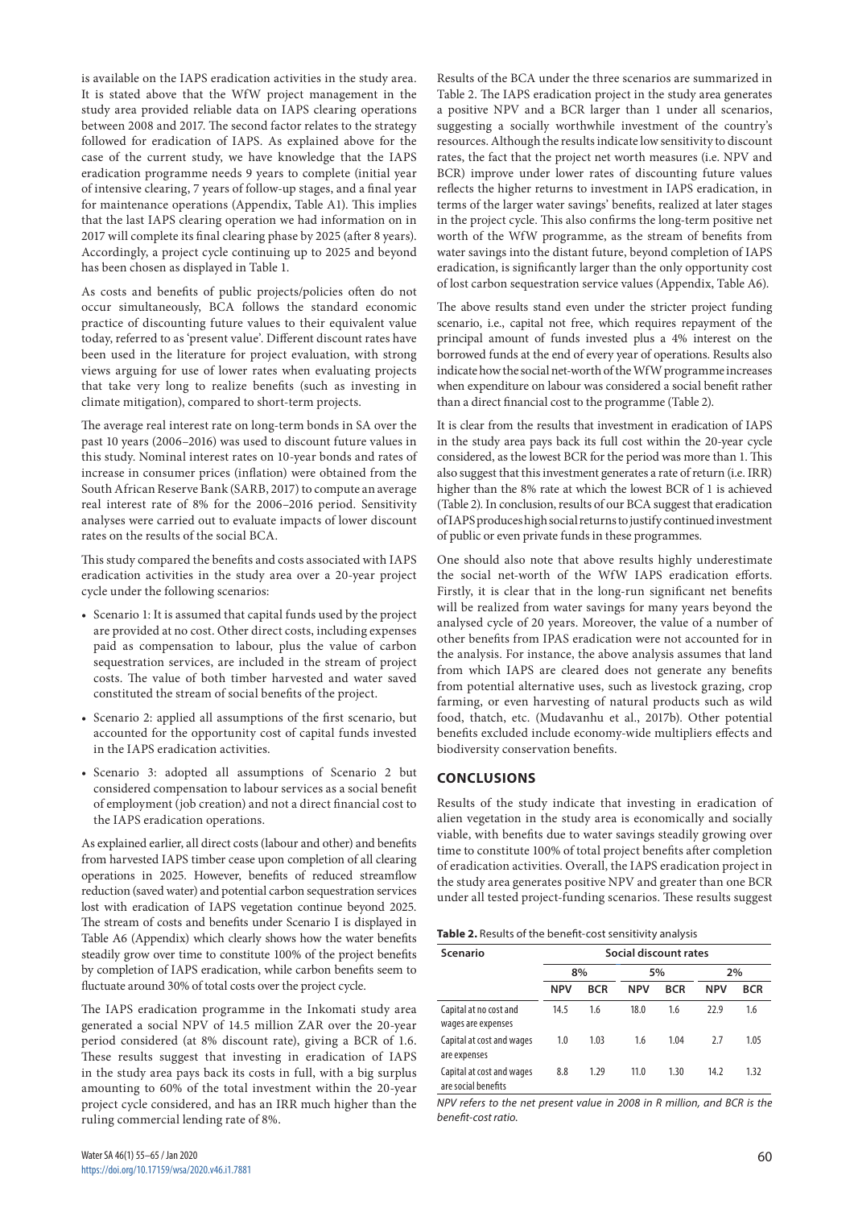is available on the IAPS eradication activities in the study area. It is stated above that the WfW project management in the study area provided reliable data on IAPS clearing operations between 2008 and 2017. The second factor relates to the strategy followed for eradication of IAPS. As explained above for the case of the current study, we have knowledge that the IAPS eradication programme needs 9 years to complete (initial year of intensive clearing, 7 years of follow-up stages, and a final year for maintenance operations (Appendix, Table A1). This implies that the last IAPS clearing operation we had information on in 2017 will complete its final clearing phase by 2025 (after 8 years). Accordingly, a project cycle continuing up to 2025 and beyond has been chosen as displayed in Table 1.

As costs and benefits of public projects/policies often do not occur simultaneously, BCA follows the standard economic practice of discounting future values to their equivalent value today, referred to as 'present value'. Different discount rates have been used in the literature for project evaluation, with strong views arguing for use of lower rates when evaluating projects that take very long to realize benefits (such as investing in climate mitigation), compared to short-term projects.

The average real interest rate on long-term bonds in SA over the past 10 years (2006–2016) was used to discount future values in this study. Nominal interest rates on 10-year bonds and rates of increase in consumer prices (inflation) were obtained from the South African Reserve Bank (SARB, 2017) to compute an average real interest rate of 8% for the 2006–2016 period. Sensitivity analyses were carried out to evaluate impacts of lower discount rates on the results of the social BCA.

This study compared the benefits and costs associated with IAPS eradication activities in the study area over a 20-year project cycle under the following scenarios:

- Scenario 1: It is assumed that capital funds used by the project are provided at no cost. Other direct costs, including expenses paid as compensation to labour, plus the value of carbon sequestration services, are included in the stream of project costs. The value of both timber harvested and water saved constituted the stream of social benefits of the project.
- Scenario 2: applied all assumptions of the first scenario, but accounted for the opportunity cost of capital funds invested in the IAPS eradication activities.
- Scenario 3: adopted all assumptions of Scenario 2 but considered compensation to labour services as a social benefit of employment (job creation) and not a direct financial cost to the IAPS eradication operations.

As explained earlier, all direct costs (labour and other) and benefits from harvested IAPS timber cease upon completion of all clearing operations in 2025. However, benefits of reduced streamflow reduction (saved water) and potential carbon sequestration services lost with eradication of IAPS vegetation continue beyond 2025. The stream of costs and benefits under Scenario I is displayed in Table A6 (Appendix) which clearly shows how the water benefits steadily grow over time to constitute 100% of the project benefits by completion of IAPS eradication, while carbon benefits seem to fluctuate around 30% of total costs over the project cycle.

The IAPS eradication programme in the Inkomati study area generated a social NPV of 14.5 million ZAR over the 20-year period considered (at 8% discount rate), giving a BCR of 1.6. These results suggest that investing in eradication of IAPS in the study area pays back its costs in full, with a big surplus amounting to 60% of the total investment within the 20-year project cycle considered, and has an IRR much higher than the ruling commercial lending rate of 8%.

Results of the BCA under the three scenarios are summarized in Table 2. The IAPS eradication project in the study area generates a positive NPV and a BCR larger than 1 under all scenarios, suggesting a socially worthwhile investment of the country's resources. Although the results indicate low sensitivity to discount rates, the fact that the project net worth measures (i.e. NPV and BCR) improve under lower rates of discounting future values reflects the higher returns to investment in IAPS eradication, in terms of the larger water savings' benefits, realized at later stages in the project cycle. This also confirms the long-term positive net worth of the WfW programme, as the stream of benefits from water savings into the distant future, beyond completion of IAPS eradication, is significantly larger than the only opportunity cost of lost carbon sequestration service values (Appendix, Table A6).

The above results stand even under the stricter project funding scenario, i.e., capital not free, which requires repayment of the principal amount of funds invested plus a 4% interest on the borrowed funds at the end of every year of operations. Results also indicate how the social net-worth of the WfW programme increases when expenditure on labour was considered a social benefit rather than a direct financial cost to the programme (Table 2).

It is clear from the results that investment in eradication of IAPS in the study area pays back its full cost within the 20-year cycle considered, as the lowest BCR for the period was more than 1. This also suggest that this investment generates a rate of return (i.e. IRR) higher than the 8% rate at which the lowest BCR of 1 is achieved (Table 2). In conclusion, results of our BCA suggest that eradication of IAPS produces high social returns to justify continued investment of public or even private funds in these programmes.

One should also note that above results highly underestimate the social net-worth of the WfW IAPS eradication efforts. Firstly, it is clear that in the long-run significant net benefits will be realized from water savings for many years beyond the analysed cycle of 20 years. Moreover, the value of a number of other benefits from IPAS eradication were not accounted for in the analysis. For instance, the above analysis assumes that land from which IAPS are cleared does not generate any benefits from potential alternative uses, such as livestock grazing, crop farming, or even harvesting of natural products such as wild food, thatch, etc. (Mudavanhu et al., 2017b). Other potential benefits excluded include economy-wide multipliers effects and biodiversity conservation benefits.

## CONCLUSIONS

Results of the study indicate that investing in eradication of alien vegetation in the study area is economically and socially viable, with benefits due to water savings steadily growing over time to constitute 100% of total project benefits after completion of eradication activities. Overall, the IAPS eradication project in the study area generates positive NPV and greater than one BCR under all tested project-funding scenarios. These results suggest

**Table 2.** Results of the benefit-cost sensitivity analysis

| Scenario | Social discount rates | | | | | |
|---|---|---|---|---|---|---|
| | 8% | | 5% | | 2% | |
| | NPV | BCR | NPV | BCR | NPV | BCR |
| Capital at no cost and wages are expenses | 14.5 | 1.6 | 18.0 | 1.6 | 22.9 | 1.6 |
| Capital at cost and wages are expenses | 1.0 | 1.03 | 1.6 | 1.04 | 2.7 | 1.05 |
| Capital at cost and wages are social benefits | 8.8 | 1.29 | 11.0 | 1.30 | 14.2 | 1.32 |

*NPV refers to the net present value in 2008 in R million, and BCR is the benefit-cost ratio.*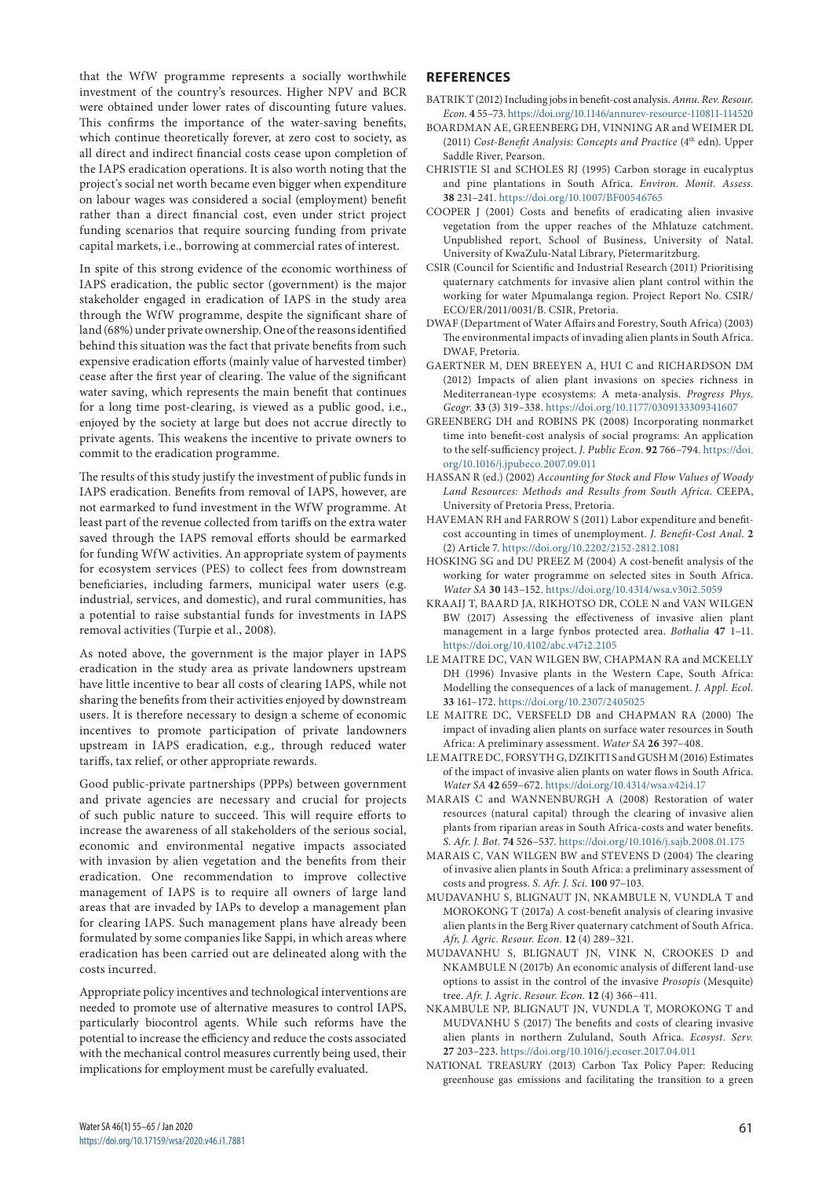that the WfW programme represents a socially worthwhile investment of the country's resources. Higher NPV and BCR were obtained under lower rates of discounting future values. This confirms the importance of the water-saving benefits, which continue theoretically forever, at zero cost to society, as all direct and indirect financial costs cease upon completion of the IAPS eradication operations. It is also worth noting that the project's social net worth became even bigger when expenditure on labour wages was considered a social (employment) benefit rather than a direct financial cost, even under strict project funding scenarios that require sourcing funding from private capital markets, i.e., borrowing at commercial rates of interest.

In spite of this strong evidence of the economic worthiness of IAPS eradication, the public sector (government) is the major stakeholder engaged in eradication of IAPS in the study area through the WfW programme, despite the significant share of land (68%) under private ownership. One of the reasons identified behind this situation was the fact that private benefits from such expensive eradication efforts (mainly value of harvested timber) cease after the first year of clearing. The value of the significant water saving, which represents the main benefit that continues for a long time post-clearing, is viewed as a public good, i.e., enjoyed by the society at large but does not accrue directly to private agents. This weakens the incentive to private owners to commit to the eradication programme.

The results of this study justify the investment of public funds in IAPS eradication. Benefits from removal of IAPS, however, are not earmarked to fund investment in the WfW programme. At least part of the revenue collected from tariffs on the extra water saved through the IAPS removal efforts should be earmarked for funding WfW activities. An appropriate system of payments for ecosystem services (PES) to collect fees from downstream beneficiaries, including farmers, municipal water users (e.g. industrial, services, and domestic), and rural communities, has a potential to raise substantial funds for investments in IAPS removal activities (Turpie et al., 2008).

As noted above, the government is the major player in IAPS eradication in the study area as private landowners upstream have little incentive to bear all costs of clearing IAPS, while not sharing the benefits from their activities enjoyed by downstream users. It is therefore necessary to design a scheme of economic incentives to promote participation of private landowners upstream in IAPS eradication, e.g., through reduced water tariffs, tax relief, or other appropriate rewards.

Good public-private partnerships (PPPs) between government and private agencies are necessary and crucial for projects of such public nature to succeed. This will require efforts to increase the awareness of all stakeholders of the serious social, economic and environmental negative impacts associated with invasion by alien vegetation and the benefits from their eradication. One recommendation to improve collective management of IAPS is to require all owners of large land areas that are invaded by IAPs to develop a management plan for clearing IAPS. Such management plans have already been formulated by some companies like Sappi, in which areas where eradication has been carried out are delineated along with the costs incurred.

Appropriate policy incentives and technological interventions are needed to promote use of alternative measures to control IAPS, particularly biocontrol agents. While such reforms have the potential to increase the efficiency and reduce the costs associated with the mechanical control measures currently being used, their implications for employment must be carefully evaluated.

## REFERENCES

BATRIK T (2012) Including jobs in benefit-cost analysis. *Annu. Rev. Resour. Econ.* **4** 55–73. https://doi.org/10.1146/annurev-resource-110811-114520

BOARDMAN AE, GREENBERG DH, VINNING AR and WEIMER DL (2011) *Cost-Benefit Analysis: Concepts and Practice* (4th edn). Upper Saddle River, Pearson.

CHRISTIE SI and SCHOLES RJ (1995) Carbon storage in eucalyptus and pine plantations in South Africa. *Environ. Monit. Assess.* **38** 231–241. https://doi.org/10.1007/BF00546765

COOPER J (2001) Costs and benefits of eradicating alien invasive vegetation from the upper reaches of the Mhlatuze catchment. Unpublished report, School of Business, University of Natal. University of KwaZulu-Natal Library, Pietermaritzburg.

CSIR (Council for Scientific and Industrial Research (2011) Prioritising quaternary catchments for invasive alien plant control within the working for water Mpumalanga region. Project Report No. CSIR/ECO/ER/2011/0031/B. CSIR, Pretoria.

DWAF (Department of Water Affairs and Forestry, South Africa) (2003) The environmental impacts of invading alien plants in South Africa. DWAF, Pretoria.

GAERTNER M, DEN BREEYEN A, HUI C and RICHARDSON DM (2012) Impacts of alien plant invasions on species richness in Mediterranean-type ecosystems: A meta-analysis. *Progress Phys. Geogr.* **33** (3) 319–338. https://doi.org/10.1177/0309133309341607

GREENBERG DH and ROBINS PK (2008) Incorporating nonmarket time into benefit-cost analysis of social programs: An application to the self-sufficiency project. *J. Public Econ.* **92** 766–794. https://doi.org/10.1016/j.jpubeco.2007.09.011

HASSAN R (ed.) (2002) *Accounting for Stock and Flow Values of Woody Land Resources: Methods and Results from South Africa*. CEEPA, University of Pretoria Press, Pretoria.

HAVEMAN RH and FARROW S (2011) Labor expenditure and benefit-cost accounting in times of unemployment. *J. Benefit-Cost Anal.* **2** (2) Article 7. https://doi.org/10.2202/2152-2812.1081

HOSKING SG and DU PREEZ M (2004) A cost-benefit analysis of the working for water programme on selected sites in South Africa. *Water SA* **30** 143–152. https://doi.org/10.4314/wsa.v30i2.5059

KRAAIJ T, BAARD JA, RIKHOTSO DR, COLE N and VAN WILGEN BW (2017) Assessing the effectiveness of invasive alien plant management in a large fynbos protected area. *Bothalia* **47** 1–11. https://doi.org/10.4102/abc.v47i2.2105

LE MAITRE DC, VAN WILGEN BW, CHAPMAN RA and MCKELLY DH (1996) Invasive plants in the Western Cape, South Africa: Modelling the consequences of a lack of management. *J. Appl. Ecol.* **33** 161–172. https://doi.org/10.2307/2405025

LE MAITRE DC, VERSFELD DB and CHAPMAN RA (2000) The impact of invading alien plants on surface water resources in South Africa: A preliminary assessment. *Water SA* **26** 397–408.

LE MAITRE DC, FORSYTH G, DZIKITI S and GUSH M (2016) Estimates of the impact of invasive alien plants on water flows in South Africa. *Water SA* **42** 659–672. https://doi.org/10.4314/wsa.v42i4.17

MARAIS C and WANNENBURGH A (2008) Restoration of water resources (natural capital) through the clearing of invasive alien plants from riparian areas in South Africa-costs and water benefits. *S. Afr. J. Bot.* **74** 526–537. https://doi.org/10.1016/j.sajb.2008.01.175

MARAIS C, VAN WILGEN BW and STEVENS D (2004) The clearing of invasive alien plants in South Africa: a preliminary assessment of costs and progress. *S. Afr. J. Sci.* **100** 97–103.

MUDAVANHU S, BLIGNAUT JN, NKAMBULE N, VUNDLA T and MOROKONG T (2017a) A cost-benefit analysis of clearing invasive alien plants in the Berg River quaternary catchment of South Africa. *Afr, J. Agric. Resour. Econ.* **12** (4) 289–321.

MUDAVANHU S, BLIGNAUT JN, VINK N, CROOKES D and NKAMBULE N (2017b) An economic analysis of different land-use options to assist in the control of the invasive *Prosopis* (Mesquite) tree. *Afr. J. Agric. Resour. Econ.* **12** (4) 366–411.

NKAMBULE NP, BLIGNAUT JN, VUNDLA T, MOROKONG T and MUDVANHU S (2017) The benefits and costs of clearing invasive alien plants in northern Zululand, South Africa. *Ecosyst. Serv.* **27** 203–223. https://doi.org/10.1016/j.ecoser.2017.04.011

NATIONAL TREASURY (2013) Carbon Tax Policy Paper: Reducing greenhouse gas emissions and facilitating the transition to a green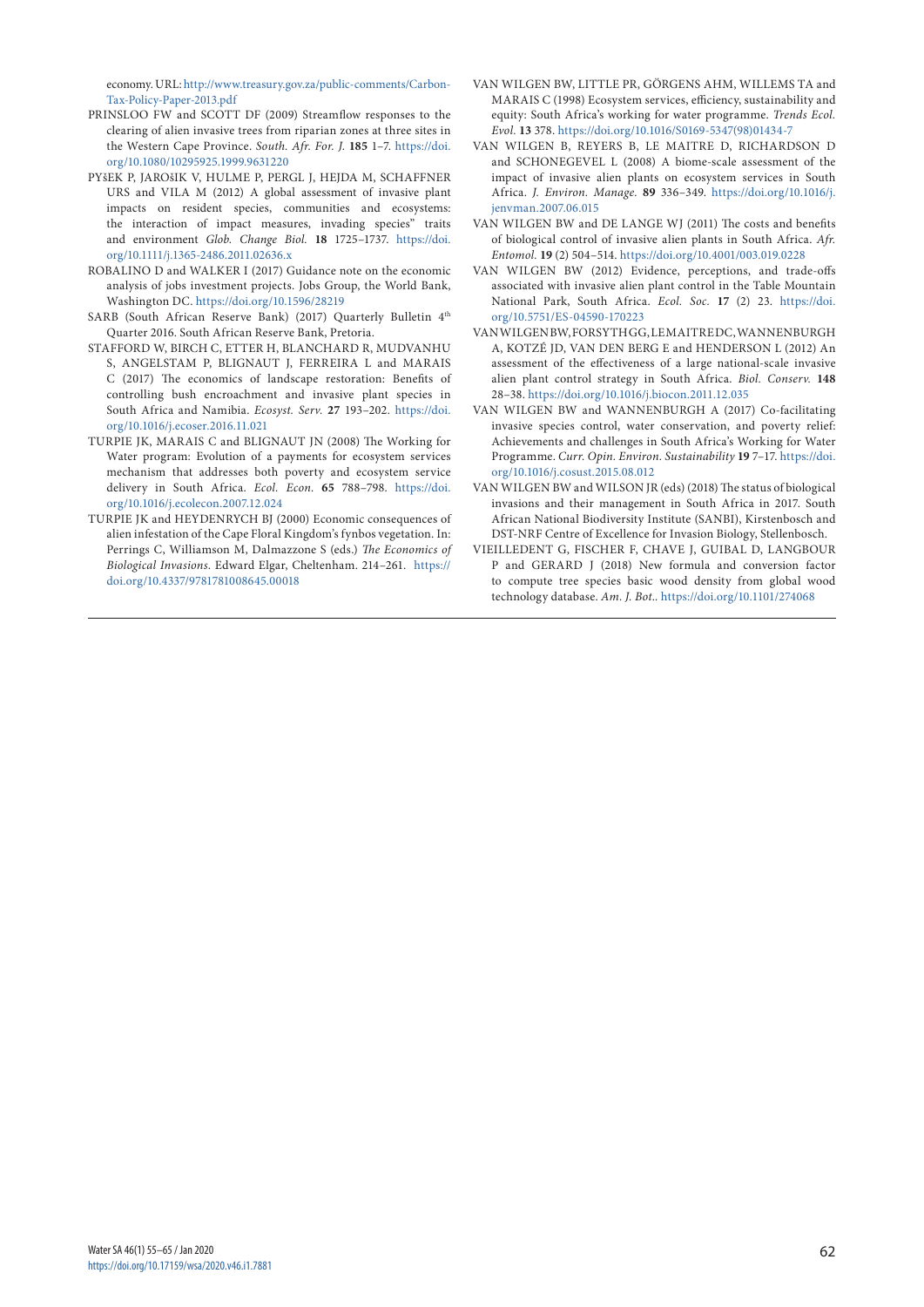economy. URL: http://www.treasury.gov.za/public-comments/Carbon-Tax-Policy-Paper-2013.pdf

PRINSLOO FW and SCOTT DF (2009) Streamflow responses to the clearing of alien invasive trees from riparian zones at three sites in the Western Cape Province. *South. Afr. For. J.* **185** 1–7. https://doi.org/10.1080/10295925.1999.9631220

PYŠEK P, JAROŠIK V, HULME P, PERGL J, HEJDA M, SCHAFFNER URS and VILA M (2012) A global assessment of invasive plant impacts on resident species, communities and ecosystems: the interaction of impact measures, invading species" traits and environment *Glob. Change Biol.* **18** 1725–1737. https://doi.org/10.1111/j.1365-2486.2011.02636.x

ROBALINO D and WALKER I (2017) Guidance note on the economic analysis of jobs investment projects. Jobs Group, the World Bank, Washington DC. https://doi.org/10.1596/28219

SARB (South African Reserve Bank) (2017) Quarterly Bulletin 4th Quarter 2016. South African Reserve Bank, Pretoria.

STAFFORD W, BIRCH C, ETTER H, BLANCHARD R, MUDVANHU S, ANGELSTAM P, BLIGNAUT J, FERREIRA L and MARAIS C (2017) The economics of landscape restoration: Benefits of controlling bush encroachment and invasive plant species in South Africa and Namibia. *Ecosyst. Serv.* **27** 193–202. https://doi.org/10.1016/j.ecoser.2016.11.021

TURPIE JK, MARAIS C and BLIGNAUT JN (2008) The Working for Water program: Evolution of a payments for ecosystem services mechanism that addresses both poverty and ecosystem service delivery in South Africa. *Ecol. Econ.* **65** 788–798. https://doi.org/10.1016/j.ecolecon.2007.12.024

TURPIE JK and HEYDENRYCH BJ (2000) Economic consequences of alien infestation of the Cape Floral Kingdom's fynbos vegetation. In: Perrings C, Williamson M, Dalmazzone S (eds.) *The Economics of Biological Invasions*. Edward Elgar, Cheltenham. 214–261. https://doi.org/10.4337/9781781008645.00018

VAN WILGEN BW, LITTLE PR, GÖRGENS AHM, WILLEMS TA and MARAIS C (1998) Ecosystem services, efficiency, sustainability and equity: South Africa's working for water programme. *Trends Ecol. Evol.* **13** 378. https://doi.org/10.1016/S0169-5347(98)01434-7

VAN WILGEN B, REYERS B, LE MAITRE D, RICHARDSON D and SCHONEGEVEL L (2008) A biome-scale assessment of the impact of invasive alien plants on ecosystem services in South Africa. *J. Environ. Manage.* **89** 336–349. https://doi.org/10.1016/j.jenvman.2007.06.015

VAN WILGEN BW and DE LANGE WJ (2011) The costs and benefits of biological control of invasive alien plants in South Africa. *Afr. Entomol.* **19** (2) 504–514. https://doi.org/10.4001/003.019.0228

VAN WILGEN BW (2012) Evidence, perceptions, and trade-offs associated with invasive alien plant control in the Table Mountain National Park, South Africa. *Ecol. Soc.* **17** (2) 23. https://doi.org/10.5751/ES-04590-170223

VAN WILGEN BW, FORSYTH GG, LE MAITRE DC, WANNENBURGH A, KOTZÉ JD, VAN DEN BERG E and HENDERSON L (2012) An assessment of the effectiveness of a large national-scale invasive alien plant control strategy in South Africa. *Biol. Conserv.* **148** 28–38. https://doi.org/10.1016/j.biocon.2011.12.035

VAN WILGEN BW and WANNENBURGH A (2017) Co-facilitating invasive species control, water conservation, and poverty relief: Achievements and challenges in South Africa's Working for Water Programme. *Curr. Opin. Environ. Sustainability* **19** 7–17. https://doi.org/10.1016/j.cosust.2015.08.012

VAN WILGEN BW and WILSON JR (eds) (2018) The status of biological invasions and their management in South Africa in 2017. South African National Biodiversity Institute (SANBI), Kirstenbosch and DST-NRF Centre of Excellence for Invasion Biology, Stellenbosch.

VIEILLEDENT G, FISCHER F, CHAVE J, GUIBAL D, LANGBOUR P and GERARD J (2018) New formula and conversion factor to compute tree species basic wood density from global wood technology database. *Am. J. Bot.*. https://doi.org/10.1101/274068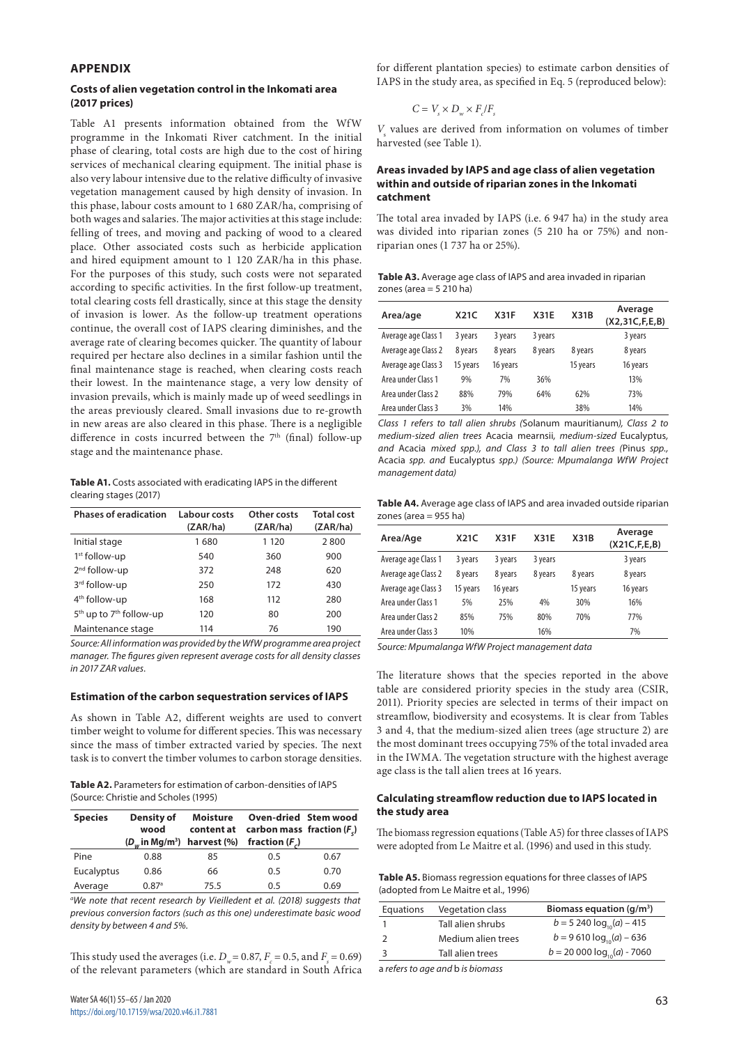## APPENDIX

### Costs of alien vegetation control in the Inkomati area (2017 prices)

Table A1 presents information obtained from the WfW programme in the Inkomati River catchment. In the initial phase of clearing, total costs are high due to the cost of hiring services of mechanical clearing equipment. The initial phase is also very labour intensive due to the relative difficulty of invasive vegetation management caused by high density of invasion. In this phase, labour costs amount to 1 680 ZAR/ha, comprising of both wages and salaries. The major activities at this stage include: felling of trees, and moving and packing of wood to a cleared place. Other associated costs such as herbicide application and hired equipment amount to 1 120 ZAR/ha in this phase. For the purposes of this study, such costs were not separated according to specific activities. In the first follow-up treatment, total clearing costs fell drastically, since at this stage the density of invasion is lower. As the follow-up treatment operations continue, the overall cost of IAPS clearing diminishes, and the average rate of clearing becomes quicker. The quantity of labour required per hectare also declines in a similar fashion until the final maintenance stage is reached, when clearing costs reach their lowest. In the maintenance stage, a very low density of invasion prevails, which is mainly made up of weed seedlings in the areas previously cleared. Small invasions due to re-growth in new areas are also cleared in this phase. There is a negligible difference in costs incurred between the 7th (final) follow-up stage and the maintenance phase.

**Table A1.** Costs associated with eradicating IAPS in the different clearing stages (2017)

| Phases of eradication | Labour costs (ZAR/ha) | Other costs (ZAR/ha) | Total cost (ZAR/ha) |
|---|---|---|---|
| Initial stage | 1 680 | 1 120 | 2 800 |
| 1st follow-up | 540 | 360 | 900 |
| 2nd follow-up | 372 | 248 | 620 |
| 3rd follow-up | 250 | 172 | 430 |
| 4th follow-up | 168 | 112 | 280 |
| 5th up to 7th follow-up | 120 | 80 | 200 |
| Maintenance stage | 114 | 76 | 190 |

*Source: All information was provided by the WfW programme area project manager. The figures given represent average costs for all density classes in 2017 ZAR values.*

### Estimation of the carbon sequestration services of IAPS

As shown in Table A2, different weights are used to convert timber weight to volume for different species. This was necessary since the mass of timber extracted varied by species. The next task is to convert the timber volumes to carbon storage densities.

**Table A2.** Parameters for estimation of carbon-densities of IAPS (Source: Christie and Scholes (1995)

| Species | Density of wood ($D_w$ in Mg/m³) | Moisture content at harvest (%) | Oven-dried carbon mass fraction ($F_c$) | Stem wood fraction ($F_s$) |
|---|---|---|---|---|
| Pine | 0.88 | 85 | 0.5 | 0.67 |
| Eucalyptus | 0.86 | 66 | 0.5 | 0.70 |
| Average | 0.87[a] | 75.5 | 0.5 | 0.69 |

*[a]We note that recent research by Vieilledent et al. (2018) suggests that previous conversion factors (such as this one) underestimate basic wood density by between 4 and 5%.*

This study used the averages (i.e. $D_w = 0.87$, $F_c = 0.5$, and $F_s = 0.69$) of the relevant parameters (which are standard in South Africa for different plantation species) to estimate carbon densities of IAPS in the study area, as specified in Eq. 5 (reproduced below):

$$C = V_s \times D_w \times F_c / F_s$$

$V_s$ values are derived from information on volumes of timber harvested (see Table 1).

### Areas invaded by IAPS and age class of alien vegetation within and outside of riparian zones in the Inkomati catchment

The total area invaded by IAPS (i.e. 6 947 ha) in the study area was divided into riparian zones (5 210 ha or 75%) and non-riparian ones (1 737 ha or 25%).

**Table A3.** Average age class of IAPS and area invaded in riparian zones (area = 5 210 ha)

| Area/age | X21C | X31F | X31E | X31B | Average (X2,31C,F,E,B) |
|---|---|---|---|---|---|
| Average age Class 1 | 3 years | 3 years | 3 years | | 3 years |
| Average age Class 2 | 8 years | 8 years | 8 years | 8 years | 8 years |
| Average age Class 3 | 15 years | 16 years | | 15 years | 16 years |
| Area under Class 1 | 9% | 7% | 36% | | 13% |
| Area under Class 2 | 88% | 79% | 64% | 62% | 73% |
| Area under Class 3 | 3% | 14% | | 38% | 14% |

*Class 1 refers to tall alien shrubs (*Solanum mauritianum*), Class 2 to medium-sized alien trees* Acacia mearnsii, *medium-sized* Eucalyptus, *and* Acacia *mixed spp.), and Class 3 to tall alien trees (*Pinus *spp.,* Acacia *spp. and* Eucalyptus *spp.) (Source: Mpumalanga WfW Project management data)*

**Table A4.** Average age class of IAPS and area invaded outside riparian zones (area = 955 ha)

| Area/Age | X21C | X31F | X31E | X31B | Average (X21C,F,E,B) |
|---|---|---|---|---|---|
| Average age Class 1 | 3 years | 3 years | 3 years | | 3 years |
| Average age Class 2 | 8 years | 8 years | 8 years | 8 years | 8 years |
| Average age Class 3 | 15 years | 16 years | | 15 years | 16 years |
| Area under Class 1 | 5% | 25% | 4% | 30% | 16% |
| Area under Class 2 | 85% | 75% | 80% | 70% | 77% |
| Area under Class 3 | 10% | | 16% | | 7% |

*Source: Mpumalanga WfW Project management data*

The literature shows that the species reported in the above table are considered priority species in the study area (CSIR, 2011). Priority species are selected in terms of their impact on streamflow, biodiversity and ecosystems. It is clear from Tables 3 and 4, that the medium-sized alien trees (age structure 2) are the most dominant trees occupying 75% of the total invaded area in the IWMA. The vegetation structure with the highest average age class is the tall alien trees at 16 years.

### Calculating streamflow reduction due to IAPS located in the study area

The biomass regression equations (Table A5) for three classes of IAPS were adopted from Le Maitre et al. (1996) and used in this study.

**Table A5.** Biomass regression equations for three classes of IAPS (adopted from Le Maitre et al., 1996)

| Equations | Vegetation class | Biomass equation (g/m²) |
|---|---|---|
| 1 | Tall alien shrubs | $b = 5\,240 \log_{10}(a) - 415$ |
| 2 | Medium alien trees | $b = 9\,610 \log_{10}(a) - 636$ |
| 3 | Tall alien trees | $b = 20\,000 \log_{10}(a) - 7060$ |

a *refers to age and* b *is biomass*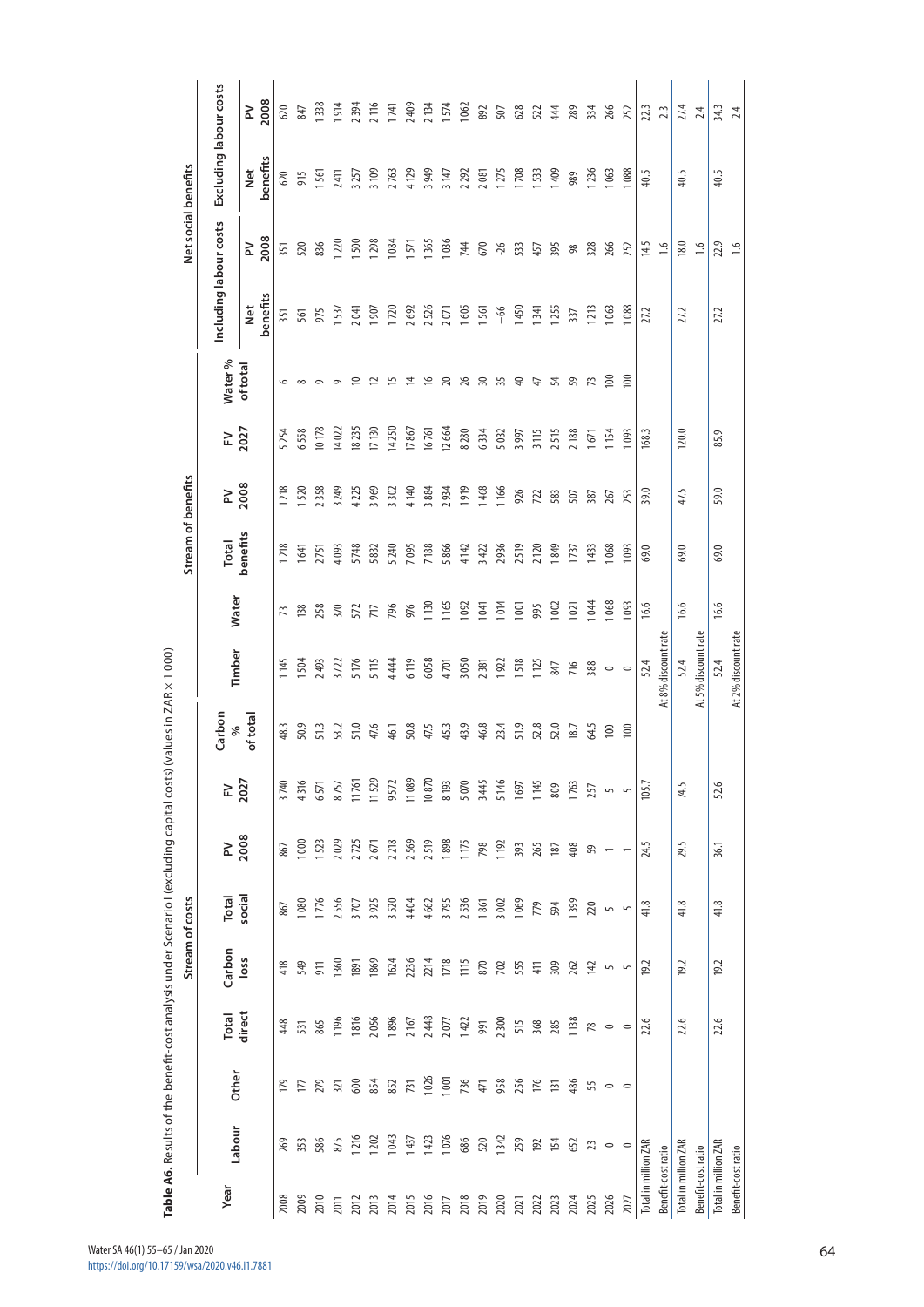**Table A6.** Results of the benefit-cost analysis under Scenario I (excluding capital costs) (values in ZAR × 1 000)

| Year | Stream of costs | | | | | | | | Stream of benefits | | | | | | | | Net social benefits | | | |
|---|---|---|---|---|---|---|---|---|---|---|---|---|---|---|---|---|---|---|---|---|
| | | | | | | | | | | | | | | | | | Including labour costs | | Excluding labour costs | |
| | Labour | Other | Total direct | Carbon loss | Total social | PV 2008 | FV 2027 | Carbon % of total | Timber | Water | Total benefits | PV 2008 | FV 2027 | Water % of total | | | Net benefits | PV 2008 | Net benefits | PV 2008 |
| 2008 | 269 | 179 | 448 | 418 | 867 | 867 | 3 740 | 48.3 | 1 145 | 73 | 1 218 | 1 218 | 5 254 | 6 | | | 351 | 351 | 620 | 620 |
| 2009 | 353 | 177 | 531 | 549 | 1 080 | 1 000 | 4 316 | 50.9 | 1 504 | 138 | 1 641 | 1 520 | 6 558 | 8 | | | 561 | 520 | 915 | 847 |
| 2010 | 586 | 279 | 865 | 911 | 1 776 | 1 523 | 6 571 | 51.3 | 2 493 | 258 | 2 751 | 2 358 | 10 178 | 9 | | | 975 | 836 | 1 561 | 1 338 |
| 2011 | 875 | 321 | 1 196 | 1 360 | 2 556 | 2 029 | 8 757 | 53.2 | 3 722 | 370 | 4 093 | 3 249 | 14 022 | 9 | | | 1 537 | 1 220 | 2 411 | 1 914 |
| 2012 | 1 216 | 600 | 1 816 | 1 891 | 3 707 | 2 725 | 11 761 | 51.0 | 5 176 | 572 | 5 748 | 4 225 | 18 235 | 10 | | | 2 041 | 1 500 | 3 257 | 2 394 |
| 2013 | 1 202 | 854 | 2 056 | 1 869 | 3 925 | 2 671 | 11 529 | 47.6 | 5 115 | 717 | 5 832 | 3 969 | 17 130 | 12 | | | 1 907 | 1 298 | 3 109 | 2 116 |
| 2014 | 1 043 | 852 | 1 896 | 1 624 | 3 520 | 2 218 | 9 572 | 46.1 | 4 444 | 796 | 5 240 | 3 302 | 14 250 | 15 | | | 1 720 | 1 084 | 2 763 | 1 741 |
| 2015 | 1 437 | 731 | 2 167 | 2 236 | 4 404 | 2 569 | 11 089 | 50.8 | 6 119 | 976 | 7 095 | 4 140 | 17 867 | 14 | | | 2 692 | 1 571 | 4 129 | 2 409 |
| 2016 | 1 423 | 1 026 | 2 448 | 2 214 | 4 662 | 2 519 | 10 870 | 47.5 | 6 058 | 1 130 | 7 188 | 3 884 | 16 761 | 16 | | | 2 526 | 1 365 | 3 949 | 2 134 |
| 2017 | 1 076 | 1 001 | 2 077 | 1 718 | 3 795 | 1 898 | 8 193 | 45.3 | 4 701 | 1 165 | 5 866 | 2 934 | 12 664 | 20 | | | 2 071 | 1 036 | 3 147 | 1 574 |
| 2018 | 686 | 736 | 1 422 | 1 115 | 2 536 | 1 175 | 5 070 | 43.9 | 3 050 | 1 092 | 4 142 | 1 919 | 8 280 | 26 | | | 1 605 | 744 | 2 292 | 1 062 |
| 2019 | 520 | 471 | 991 | 870 | 1 861 | 798 | 3 445 | 46.8 | 2 381 | 1 041 | 3 422 | 1 468 | 6 334 | 30 | | | 1 561 | 670 | 2 081 | 892 |
| 2020 | 1 342 | 958 | 2 300 | 702 | 3 002 | 1 192 | 5 146 | 23.4 | 1 922 | 1 014 | 2 936 | 1 166 | 5 032 | 35 | | | −66 | -26 | 1 275 | 507 |
| 2021 | 259 | 256 | 515 | 555 | 1 069 | 393 | 1 697 | 51.9 | 1 518 | 1 001 | 2 519 | 926 | 3 997 | 40 | | | 1 450 | 533 | 1 708 | 628 |
| 2022 | 192 | 176 | 368 | 411 | 779 | 265 | 1 145 | 52.8 | 1 125 | 995 | 2 120 | 722 | 3 115 | 47 | | | 1 341 | 457 | 1 533 | 522 |
| 2023 | 154 | 131 | 285 | 309 | 594 | 187 | 809 | 52.0 | 847 | 1 002 | 1 849 | 583 | 2 515 | 54 | | | 1 255 | 395 | 1 409 | 444 |
| 2024 | 652 | 486 | 1 138 | 262 | 1 399 | 408 | 1 763 | 18.7 | 716 | 1 021 | 1 737 | 507 | 2 188 | 59 | | | 337 | 98 | 989 | 289 |
| 2025 | 23 | 55 | 78 | 142 | 220 | 59 | 257 | 64.5 | 388 | 1 044 | 1 433 | 387 | 1 671 | 73 | | | 1 213 | 328 | 1 236 | 334 |
| 2026 | 0 | 0 | 0 | 5 | 5 | 1 | 5 | 100 | 0 | 1 068 | 1 068 | 267 | 1 154 | 100 | | | 1 063 | 266 | 1 063 | 266 |
| 2027 | 0 | 0 | 0 | 5 | 5 | 1 | 5 | 100 | 0 | 1 093 | 1 093 | 253 | 1 093 | 100 | | | 1 088 | 252 | 1 088 | 252 |
| Total in million ZAR | | | 22.6 | 19.2 | 41.8 | 24.5 | 105.7 | | 52.4 | 16.6 | 69.0 | 39.0 | 168.3 | | | | 27.2 | 14.5 | 40.5 | 22.3 |
| Benefit-cost ratio | | | | | | | | | At 8% discount rate | | | | | | | | | 1.6 | | 2.3 |
| Total in million ZAR | | | 22.6 | 19.2 | 41.8 | 29.5 | 74.5 | | 52.4 | 16.6 | 69.0 | 47.5 | 120.0 | | | | 27.2 | 18.0 | 40.5 | 27.4 |
| Benefit-cost ratio | | | | | | | | | At 5% discount rate | | | | | | | | | 1.6 | | 2.4 |
| Total in million ZAR | | | 22.6 | 19.2 | 41.8 | 36.1 | 52.6 | | 52.4 | 16.6 | 69.0 | 59.0 | 85.9 | | | | 27.2 | 22.9 | 40.5 | 34.3 |
| Benefit-cost ratio | | | | | | | | | At 2% discount rate | | | | | | | | | 1.6 | | 2.4 |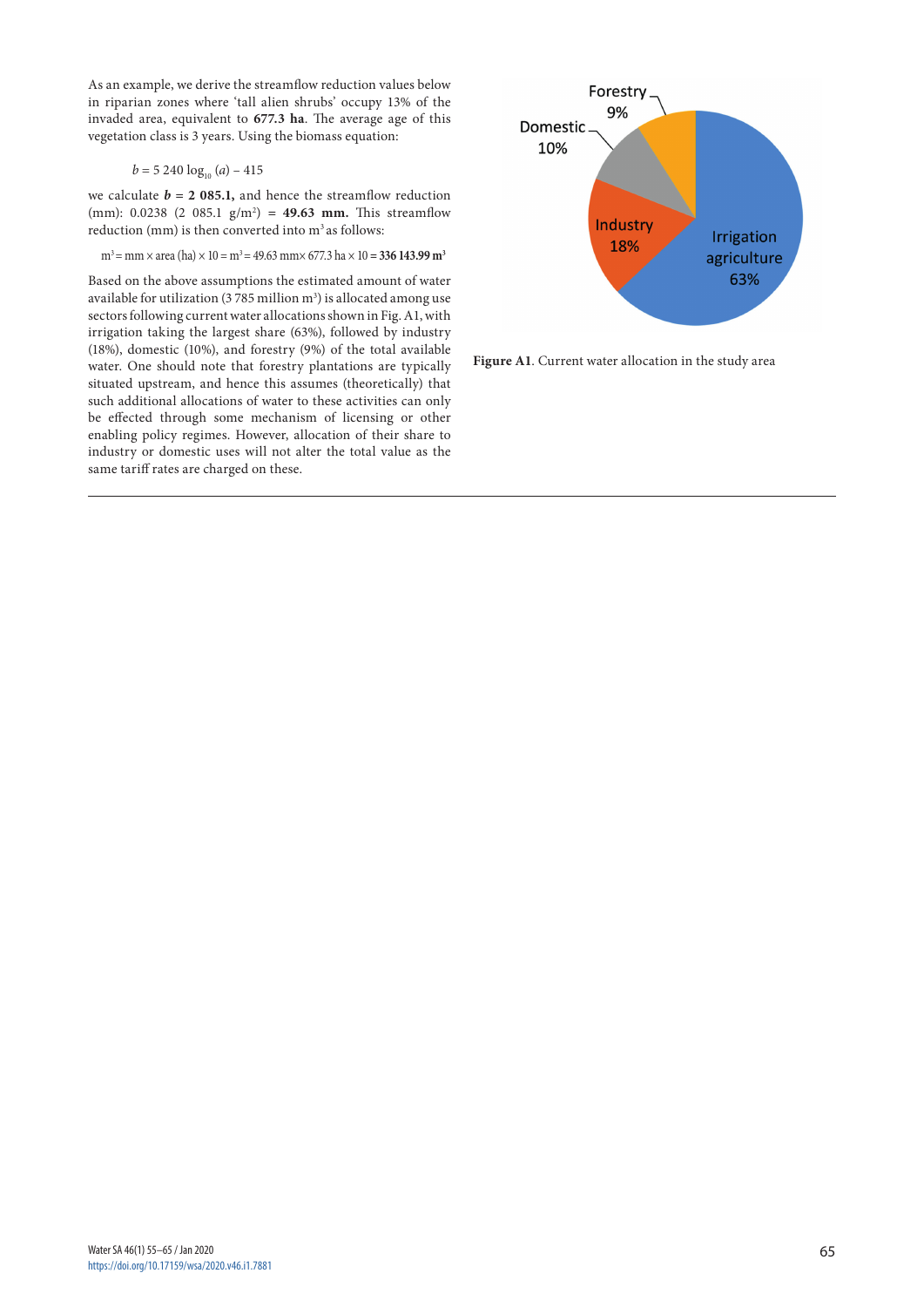As an example, we derive the streamflow reduction values below in riparian zones where 'tall alien shrubs' occupy 13% of the invaded area, equivalent to **677.3 ha**. The average age of this vegetation class is 3 years. Using the biomass equation:

$$b = 5\,240 \log_{10}(a) - 415$$

we calculate $\boldsymbol{b}$ **= 2 085.1,** and hence the streamflow reduction (mm): 0.0238 (2 085.1 g/m$^2$) = **49.63 mm.** This streamflow reduction (mm) is then converted into m$^3$ as follows:

m$^3$ = mm × area (ha) × 10 = m$^3$ = 49.63 mm× 677.3 ha × 10 = **336 143.99 m$^3$**

Based on the above assumptions the estimated amount of water available for utilization (3 785 million m$^3$) is allocated among use sectors following current water allocations shown in Fig. A1, with irrigation taking the largest share (63%), followed by industry (18%), domestic (10%), and forestry (9%) of the total available water. One should note that forestry plantations are typically situated upstream, and hence this assumes (theoretically) that such additional allocations of water to these activities can only be effected through some mechanism of licensing or other enabling policy regimes. However, allocation of their share to industry or domestic uses will not alter the total value as the same tariff rates are charged on these.

Forestry
9%
Domestic
10%
Industry
18%
Irrigation
agriculture
63%

**Figure A1**. Current water allocation in the study area